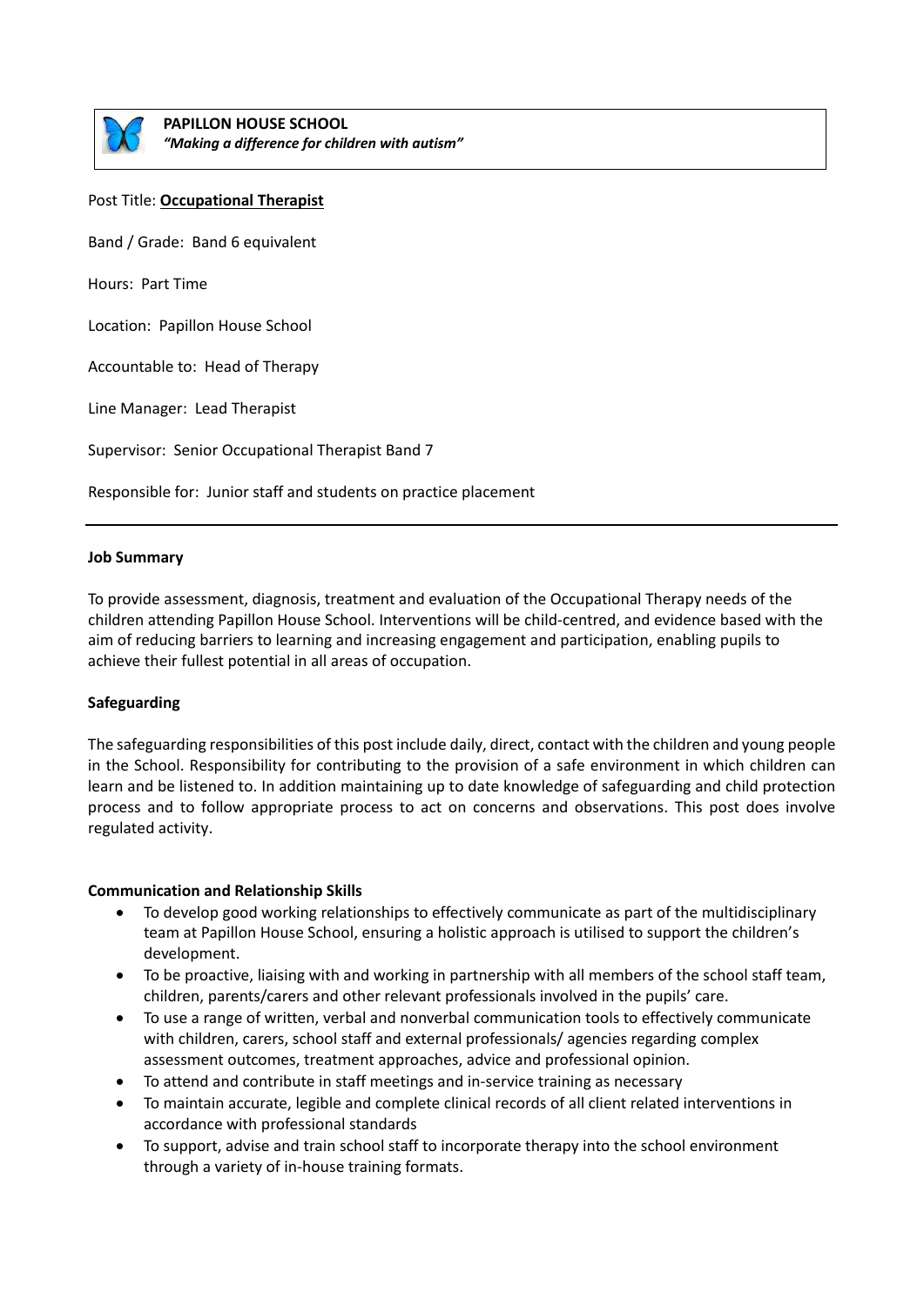**PAPILLON HOUSE SCHOOL**
***"Making a difference for children with autism"***

Post Title: **Occupational Therapist**

Band / Grade: Band 6 equivalent

Hours: Part Time

Location: Papillon House School

Accountable to: Head of Therapy

Line Manager: Lead Therapist

Supervisor: Senior Occupational Therapist Band 7

Responsible for: Junior staff and students on practice placement

---

**Job Summary**

To provide assessment, diagnosis, treatment and evaluation of the Occupational Therapy needs of the children attending Papillon House School. Interventions will be child-centred, and evidence based with the aim of reducing barriers to learning and increasing engagement and participation, enabling pupils to achieve their fullest potential in all areas of occupation.

**Safeguarding**

The safeguarding responsibilities of this post include daily, direct, contact with the children and young people in the School. Responsibility for contributing to the provision of a safe environment in which children can learn and be listened to. In addition maintaining up to date knowledge of safeguarding and child protection process and to follow appropriate process to act on concerns and observations. This post does involve regulated activity.

**Communication and Relationship Skills**

- To develop good working relationships to effectively communicate as part of the multidisciplinary team at Papillon House School, ensuring a holistic approach is utilised to support the children's development.
- To be proactive, liaising with and working in partnership with all members of the school staff team, children, parents/carers and other relevant professionals involved in the pupils' care.
- To use a range of written, verbal and nonverbal communication tools to effectively communicate with children, carers, school staff and external professionals/ agencies regarding complex assessment outcomes, treatment approaches, advice and professional opinion.
- To attend and contribute in staff meetings and in-service training as necessary
- To maintain accurate, legible and complete clinical records of all client related interventions in accordance with professional standards
- To support, advise and train school staff to incorporate therapy into the school environment through a variety of in-house training formats.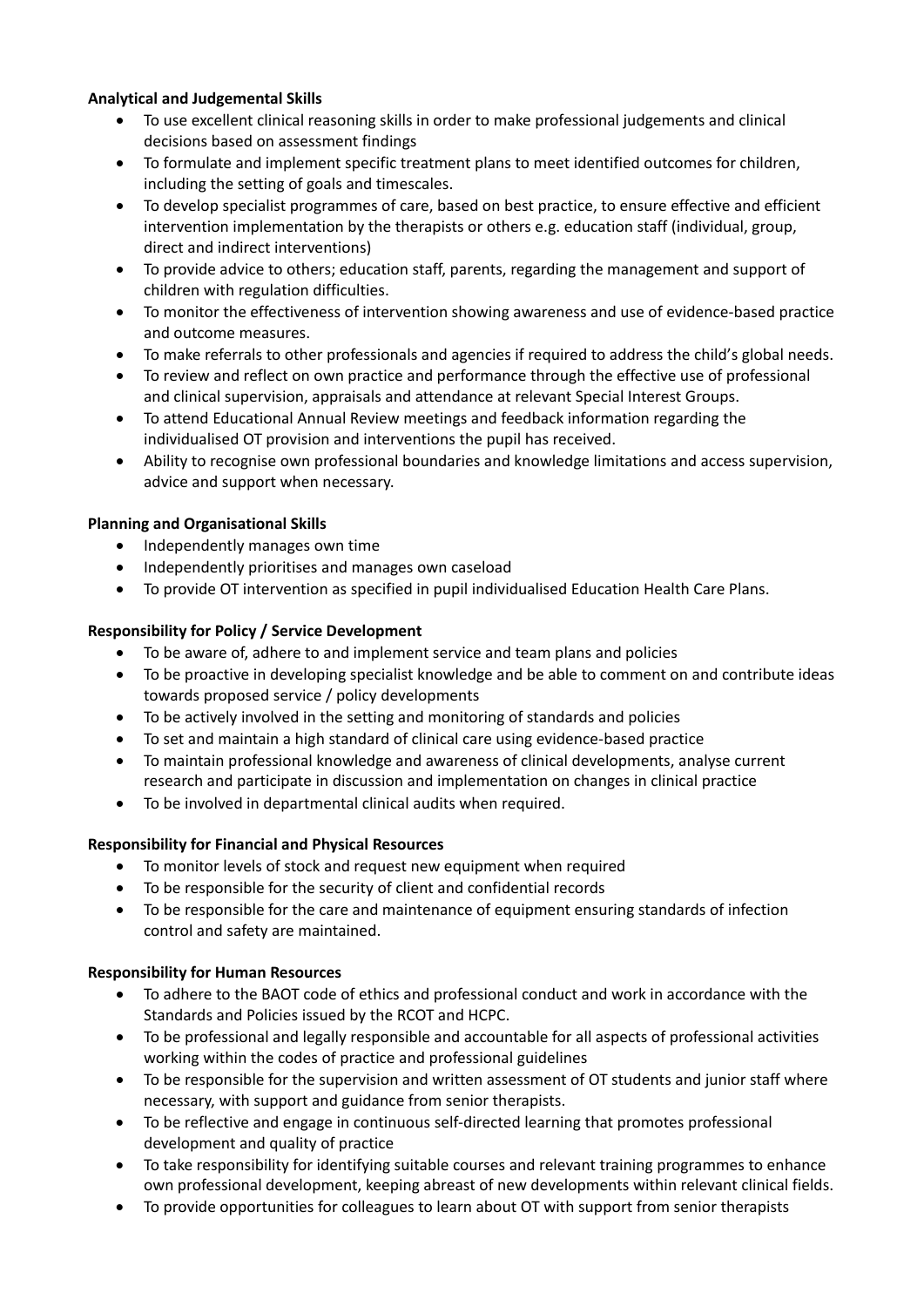**Analytical and Judgemental Skills**

- To use excellent clinical reasoning skills in order to make professional judgements and clinical decisions based on assessment findings
- To formulate and implement specific treatment plans to meet identified outcomes for children, including the setting of goals and timescales.
- To develop specialist programmes of care, based on best practice, to ensure effective and efficient intervention implementation by the therapists or others e.g. education staff (individual, group, direct and indirect interventions)
- To provide advice to others; education staff, parents, regarding the management and support of children with regulation difficulties.
- To monitor the effectiveness of intervention showing awareness and use of evidence-based practice and outcome measures.
- To make referrals to other professionals and agencies if required to address the child's global needs.
- To review and reflect on own practice and performance through the effective use of professional and clinical supervision, appraisals and attendance at relevant Special Interest Groups.
- To attend Educational Annual Review meetings and feedback information regarding the individualised OT provision and interventions the pupil has received.
- Ability to recognise own professional boundaries and knowledge limitations and access supervision, advice and support when necessary.

**Planning and Organisational Skills**

- Independently manages own time
- Independently prioritises and manages own caseload
- To provide OT intervention as specified in pupil individualised Education Health Care Plans.

**Responsibility for Policy / Service Development**

- To be aware of, adhere to and implement service and team plans and policies
- To be proactive in developing specialist knowledge and be able to comment on and contribute ideas towards proposed service / policy developments
- To be actively involved in the setting and monitoring of standards and policies
- To set and maintain a high standard of clinical care using evidence-based practice
- To maintain professional knowledge and awareness of clinical developments, analyse current research and participate in discussion and implementation on changes in clinical practice
- To be involved in departmental clinical audits when required.

**Responsibility for Financial and Physical Resources**

- To monitor levels of stock and request new equipment when required
- To be responsible for the security of client and confidential records
- To be responsible for the care and maintenance of equipment ensuring standards of infection control and safety are maintained.

**Responsibility for Human Resources**

- To adhere to the BAOT code of ethics and professional conduct and work in accordance with the Standards and Policies issued by the RCOT and HCPC.
- To be professional and legally responsible and accountable for all aspects of professional activities working within the codes of practice and professional guidelines
- To be responsible for the supervision and written assessment of OT students and junior staff where necessary, with support and guidance from senior therapists.
- To be reflective and engage in continuous self-directed learning that promotes professional development and quality of practice
- To take responsibility for identifying suitable courses and relevant training programmes to enhance own professional development, keeping abreast of new developments within relevant clinical fields.
- To provide opportunities for colleagues to learn about OT with support from senior therapists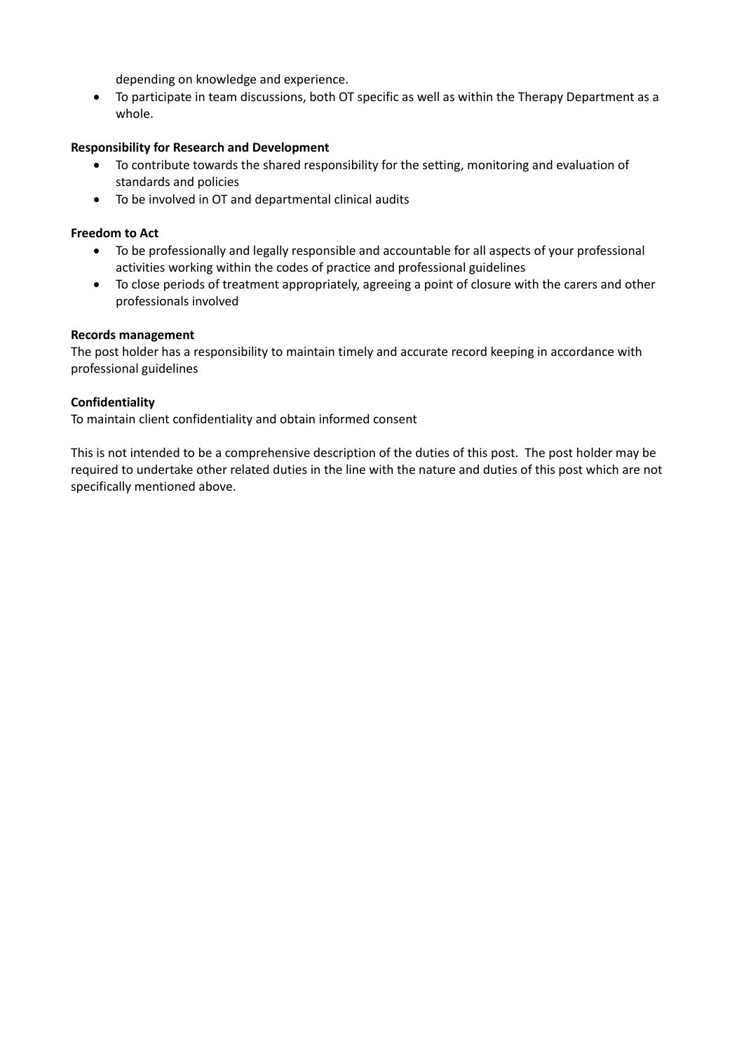depending on knowledge and experience.

- To participate in team discussions, both OT specific as well as within the Therapy Department as a whole.

**Responsibility for Research and Development**

- To contribute towards the shared responsibility for the setting, monitoring and evaluation of standards and policies
- To be involved in OT and departmental clinical audits

**Freedom to Act**

- To be professionally and legally responsible and accountable for all aspects of your professional activities working within the codes of practice and professional guidelines
- To close periods of treatment appropriately, agreeing a point of closure with the carers and other professionals involved

**Records management**

The post holder has a responsibility to maintain timely and accurate record keeping in accordance with professional guidelines

**Confidentiality**

To maintain client confidentiality and obtain informed consent

This is not intended to be a comprehensive description of the duties of this post. The post holder may be required to undertake other related duties in the line with the nature and duties of this post which are not specifically mentioned above.